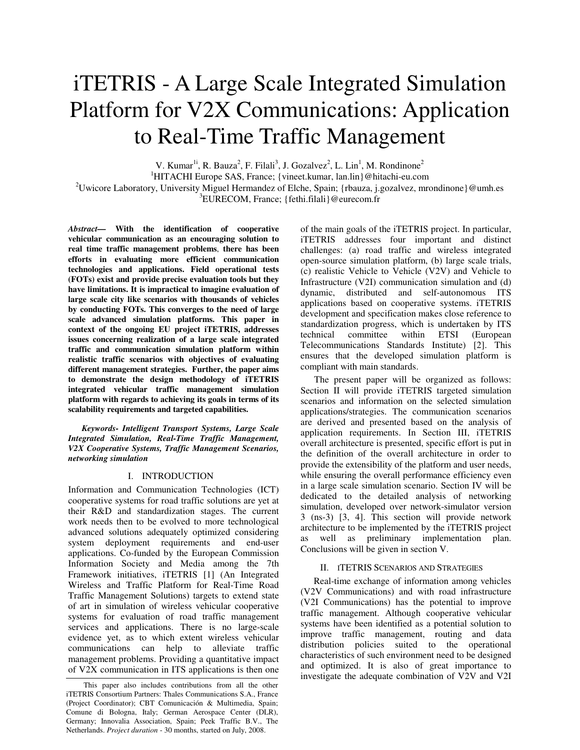# iTETRIS - A Large Scale Integrated Simulation Platform for V2X Communications: Application to Real-Time Traffic Management

V. Kumar[1i], R. Bauza[2], F. Filali[3], J. Gozalvez[2], L. Lin[1], M. Rondinone[2]

[1]HITACHI Europe SAS, France; {vineet.kumar, lan.lin}@hitachi-eu.com

[2]Uwicore Laboratory, University Miguel Hermandez of Elche, Spain; {rbauza, j.gozalvez, mrondinone}@umh.es

[3]EURECOM, France; {fethi.filali}@eurecom.fr

***Abstract*— With the identification of cooperative vehicular communication as an encouraging solution to real time traffic management problems, there has been efforts in evaluating more efficient communication technologies and applications. Field operational tests (FOTs) exist and provide precise evaluation tools but they have limitations. It is impractical to imagine evaluation of large scale city like scenarios with thousands of vehicles by conducting FOTs. This converges to the need of large scale advanced simulation platforms. This paper in context of the ongoing EU project iTETRIS, addresses issues concerning realization of a large scale integrated traffic and communication simulation platform within realistic traffic scenarios with objectives of evaluating different management strategies. Further, the paper aims to demonstrate the design methodology of iTETRIS integrated vehicular traffic management simulation platform with regards to achieving its goals in terms of its scalability requirements and targeted capabilities.**

***Keywords- Intelligent Transport Systems, Large Scale Integrated Simulation, Real-Time Traffic Management, V2X Cooperative Systems, Traffic Management Scenarios, networking simulation***

## I. INTRODUCTION

Information and Communication Technologies (ICT) cooperative systems for road traffic solutions are yet at their R&D and standardization stages. The current work needs then to be evolved to more technological advanced solutions adequately optimized considering system deployment requirements and end-user applications. Co-funded by the European Commission Information Society and Media among the 7th Framework initiatives, iTETRIS [1] (An Integrated Wireless and Traffic Platform for Real-Time Road Traffic Management Solutions) targets to extend state of art in simulation of wireless vehicular cooperative systems for evaluation of road traffic management services and applications. There is no large-scale evidence yet, as to which extent wireless vehicular communications can help to alleviate traffic management problems. Providing a quantitative impact of V2X communication in ITS applications is then one of the main goals of the iTETRIS project. In particular, iTETRIS addresses four important and distinct challenges: (a) road traffic and wireless integrated open-source simulation platform, (b) large scale trials, (c) realistic Vehicle to Vehicle (V2V) and Vehicle to Infrastructure (V2I) communication simulation and (d) dynamic, distributed and self-autonomous ITS applications based on cooperative systems. iTETRIS development and specification makes close reference to standardization progress, which is undertaken by ITS technical committee within ETSI (European Telecommunications Standards Institute) [2]. This ensures that the developed simulation platform is compliant with main standards.

The present paper will be organized as follows: Section II will provide iTETRIS targeted simulation scenarios and information on the selected simulation applications/strategies. The communication scenarios are derived and presented based on the analysis of application requirements. In Section III, iTETRIS overall architecture is presented, specific effort is put in the definition of the overall architecture in order to provide the extensibility of the platform and user needs, while ensuring the overall performance efficiency even in a large scale simulation scenario. Section IV will be dedicated to the detailed analysis of networking simulation, developed over network-simulator version 3 (ns-3) [3, 4]. This section will provide network architecture to be implemented by the iTETRIS project as well as preliminary implementation plan. Conclusions will be given in section V.

## II. ITETRIS SCENARIOS AND STRATEGIES

Real-time exchange of information among vehicles (V2V Communications) and with road infrastructure (V2I Communications) has the potential to improve traffic management. Although cooperative vehicular systems have been identified as a potential solution to improve traffic management, routing and data distribution policies suited to the operational characteristics of such environment need to be designed and optimized. It is also of great importance to investigate the adequate combination of V2V and V2I

---

This paper also includes contributions from all the other iTETRIS Consortium Partners: Thales Communications S.A., France (Project Coordinator); CBT Comunicación & Multimedia, Spain; Comune di Bologna, Italy; German Aerospace Center (DLR), Germany; Innovalia Association, Spain; Peek Traffic B.V., The Netherlands. *Project duration* - 30 months, started on July, 2008.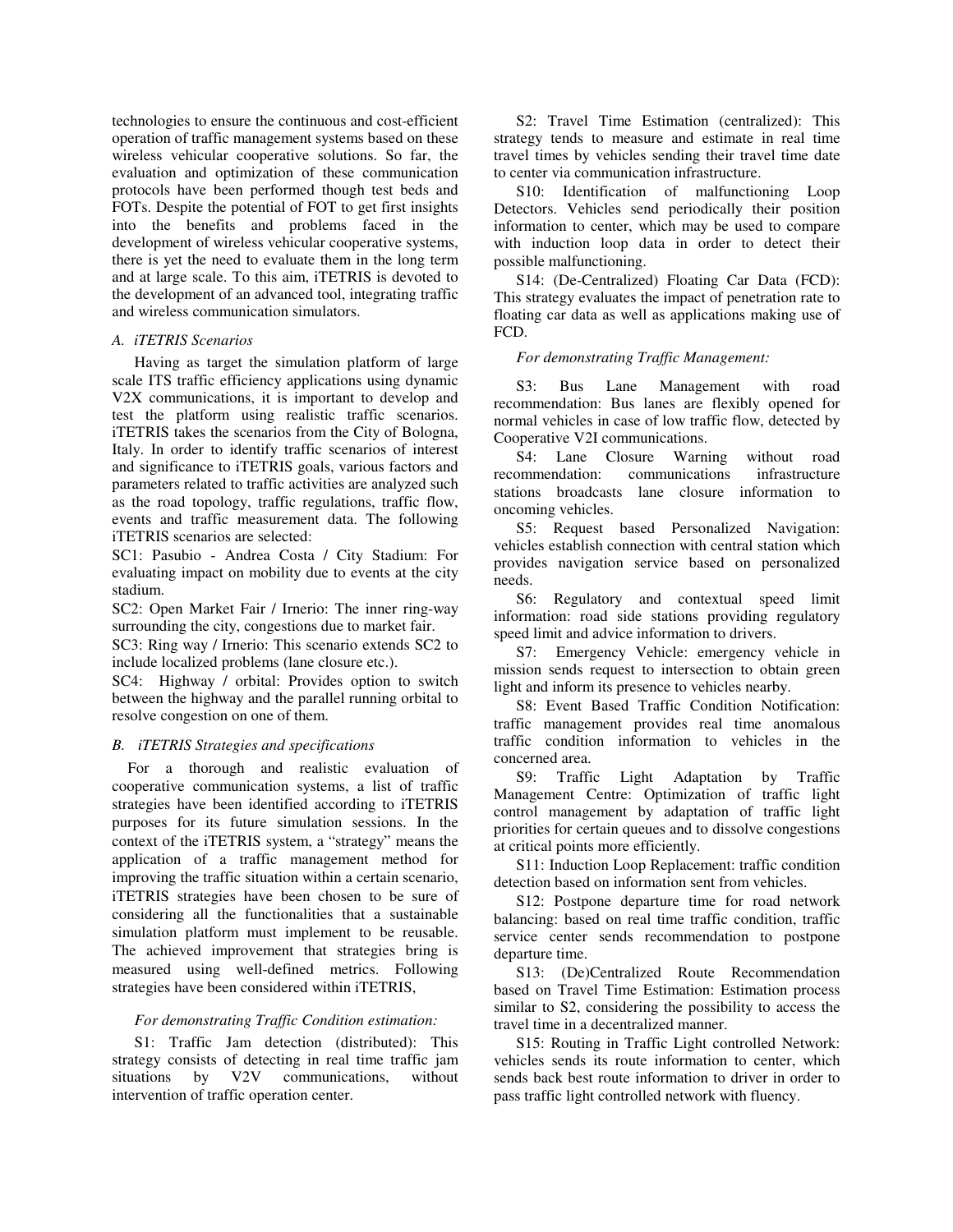technologies to ensure the continuous and cost-efficient operation of traffic management systems based on these wireless vehicular cooperative solutions. So far, the evaluation and optimization of these communication protocols have been performed though test beds and FOTs. Despite the potential of FOT to get first insights into the benefits and problems faced in the development of wireless vehicular cooperative systems, there is yet the need to evaluate them in the long term and at large scale. To this aim, iTETRIS is devoted to the development of an advanced tool, integrating traffic and wireless communication simulators.

### *A. iTETRIS Scenarios*

Having as target the simulation platform of large scale ITS traffic efficiency applications using dynamic V2X communications, it is important to develop and test the platform using realistic traffic scenarios. iTETRIS takes the scenarios from the City of Bologna, Italy. In order to identify traffic scenarios of interest and significance to iTETRIS goals, various factors and parameters related to traffic activities are analyzed such as the road topology, traffic regulations, traffic flow, events and traffic measurement data. The following iTETRIS scenarios are selected:

SC1: Pasubio - Andrea Costa / City Stadium: For evaluating impact on mobility due to events at the city stadium.

SC2: Open Market Fair / Irnerio: The inner ring-way surrounding the city, congestions due to market fair.

SC3: Ring way / Irnerio: This scenario extends SC2 to include localized problems (lane closure etc.).

SC4: Highway / orbital: Provides option to switch between the highway and the parallel running orbital to resolve congestion on one of them.

### *B. iTETRIS Strategies and specifications*

For a thorough and realistic evaluation of cooperative communication systems, a list of traffic strategies have been identified according to iTETRIS purposes for its future simulation sessions. In the context of the iTETRIS system, a "strategy" means the application of a traffic management method for improving the traffic situation within a certain scenario, iTETRIS strategies have been chosen to be sure of considering all the functionalities that a sustainable simulation platform must implement to be reusable. The achieved improvement that strategies bring is measured using well-defined metrics. Following strategies have been considered within iTETRIS,

*For demonstrating Traffic Condition estimation:*

S1: Traffic Jam detection (distributed): This strategy consists of detecting in real time traffic jam situations by V2V communications, without intervention of traffic operation center.

S2: Travel Time Estimation (centralized): This strategy tends to measure and estimate in real time travel times by vehicles sending their travel time date to center via communication infrastructure.

S10: Identification of malfunctioning Loop Detectors. Vehicles send periodically their position information to center, which may be used to compare with induction loop data in order to detect their possible malfunctioning.

S14: (De-Centralized) Floating Car Data (FCD): This strategy evaluates the impact of penetration rate to floating car data as well as applications making use of FCD.

*For demonstrating Traffic Management:*

S3: Bus Lane Management with road recommendation: Bus lanes are flexibly opened for normal vehicles in case of low traffic flow, detected by Cooperative V2I communications.

S4: Lane Closure Warning without road recommendation: communications infrastructure stations broadcasts lane closure information to oncoming vehicles.

S5: Request based Personalized Navigation: vehicles establish connection with central station which provides navigation service based on personalized needs.

S6: Regulatory and contextual speed limit information: road side stations providing regulatory speed limit and advice information to drivers.

S7: Emergency Vehicle: emergency vehicle in mission sends request to intersection to obtain green light and inform its presence to vehicles nearby.

S8: Event Based Traffic Condition Notification: traffic management provides real time anomalous traffic condition information to vehicles in the concerned area.

S9: Traffic Light Adaptation by Traffic Management Centre: Optimization of traffic light control management by adaptation of traffic light priorities for certain queues and to dissolve congestions at critical points more efficiently.

S11: Induction Loop Replacement: traffic condition detection based on information sent from vehicles.

S12: Postpone departure time for road network balancing: based on real time traffic condition, traffic service center sends recommendation to postpone departure time.

S13: (De)Centralized Route Recommendation based on Travel Time Estimation: Estimation process similar to S2, considering the possibility to access the travel time in a decentralized manner.

S15: Routing in Traffic Light controlled Network: vehicles sends its route information to center, which sends back best route information to driver in order to pass traffic light controlled network with fluency.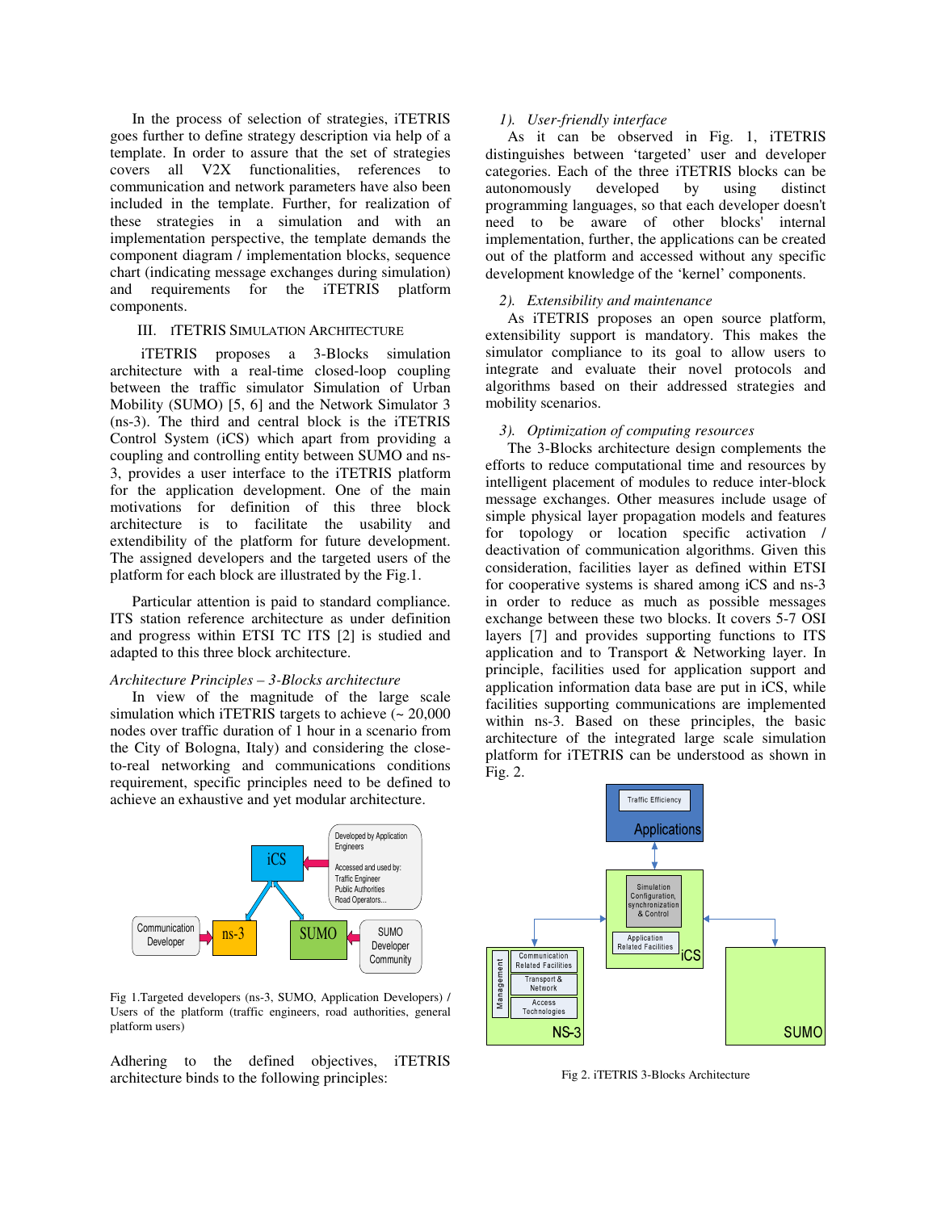In the process of selection of strategies, iTETRIS goes further to define strategy description via help of a template. In order to assure that the set of strategies covers all V2X functionalities, references to communication and network parameters have also been included in the template. Further, for realization of these strategies in a simulation and with an implementation perspective, the template demands the component diagram / implementation blocks, sequence chart (indicating message exchanges during simulation) and requirements for the iTETRIS platform components.

## III. iTETRIS Simulation Architecture

iTETRIS proposes a 3-Blocks simulation architecture with a real-time closed-loop coupling between the traffic simulator Simulation of Urban Mobility (SUMO) [5, 6] and the Network Simulator 3 (ns-3). The third and central block is the iTETRIS Control System (iCS) which apart from providing a coupling and controlling entity between SUMO and ns-3, provides a user interface to the iTETRIS platform for the application development. One of the main motivations for definition of this three block architecture is to facilitate the usability and extendibility of the platform for future development. The assigned developers and the targeted users of the platform for each block are illustrated by the Fig.1.

Particular attention is paid to standard compliance. ITS station reference architecture as under definition and progress within ETSI TC ITS [2] is studied and adapted to this three block architecture.

*Architecture Principles – 3-Blocks architecture*

In view of the magnitude of the large scale simulation which iTETRIS targets to achieve (~ 20,000 nodes over traffic duration of 1 hour in a scenario from the City of Bologna, Italy) and considering the close-to-real networking and communications conditions requirement, specific principles need to be defined to achieve an exhaustive and yet modular architecture.

Fig 1.Targeted developers (ns-3, SUMO, Application Developers) / Users of the platform (traffic engineers, road authorities, general platform users)

Adhering to the defined objectives, iTETRIS architecture binds to the following principles:

*1). User-friendly interface*

As it can be observed in Fig. 1, iTETRIS distinguishes between 'targeted' user and developer categories. Each of the three iTETRIS blocks can be autonomously developed by using distinct programming languages, so that each developer doesn't need to be aware of other blocks' internal implementation, further, the applications can be created out of the platform and accessed without any specific development knowledge of the 'kernel' components.

*2). Extensibility and maintenance*

As iTETRIS proposes an open source platform, extensibility support is mandatory. This makes the simulator compliance to its goal to allow users to integrate and evaluate their novel protocols and algorithms based on their addressed strategies and mobility scenarios.

*3). Optimization of computing resources*

The 3-Blocks architecture design complements the efforts to reduce computational time and resources by intelligent placement of modules to reduce inter-block message exchanges. Other measures include usage of simple physical layer propagation models and features for topology or location specific activation / deactivation of communication algorithms. Given this consideration, facilities layer as defined within ETSI for cooperative systems is shared among iCS and ns-3 in order to reduce as much as possible messages exchange between these two blocks. It covers 5-7 OSI layers [7] and provides supporting functions to ITS application and to Transport & Networking layer. In principle, facilities used for application support and application information data base are put in iCS, while facilities supporting communications are implemented within ns-3. Based on these principles, the basic architecture of the integrated large scale simulation platform for iTETRIS can be understood as shown in Fig. 2.

Fig 2. iTETRIS 3-Blocks Architecture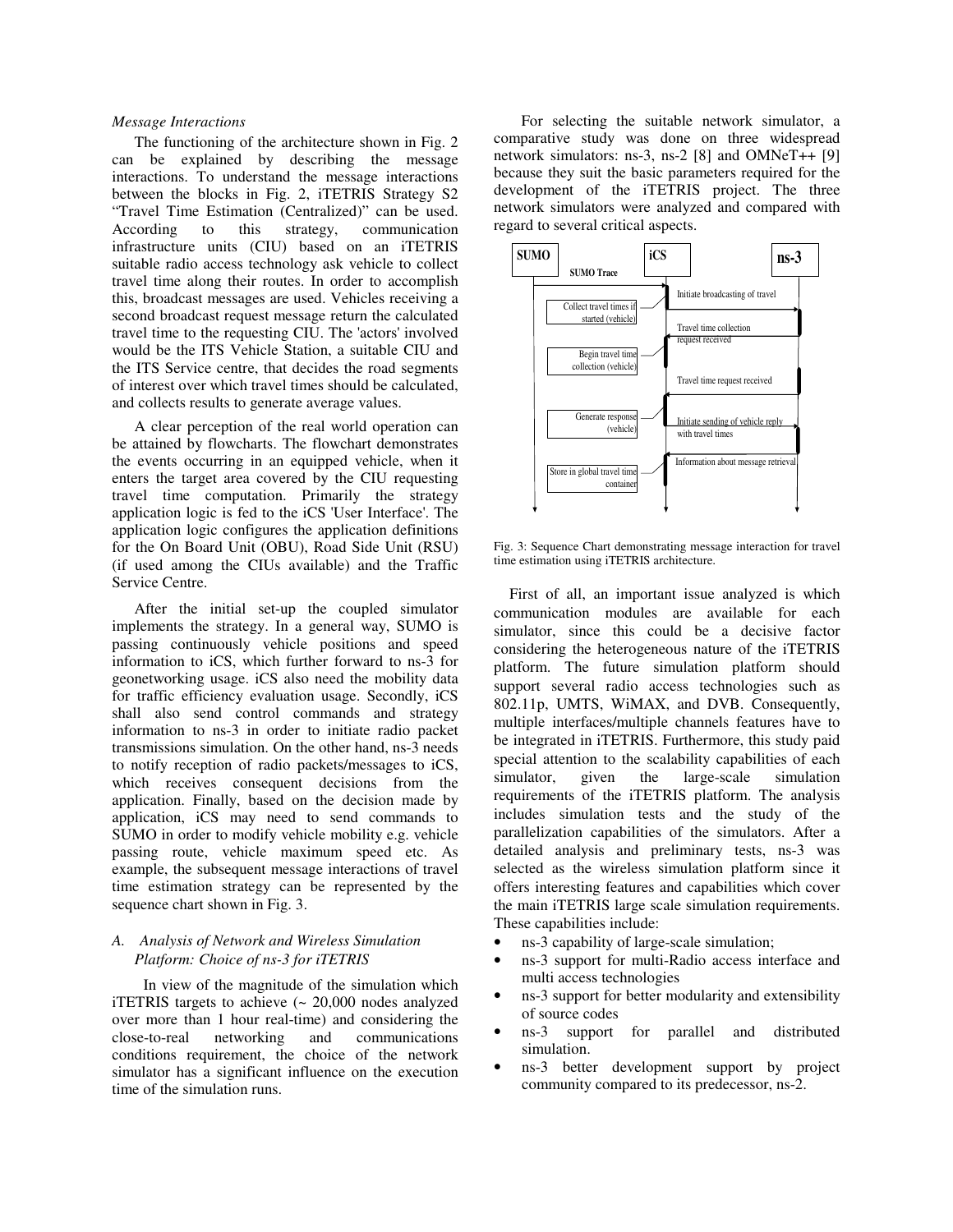*Message Interactions*

The functioning of the architecture shown in Fig. 2 can be explained by describing the message interactions. To understand the message interactions between the blocks in Fig. 2, iTETRIS Strategy S2 "Travel Time Estimation (Centralized)" can be used. According to this strategy, communication infrastructure units (CIU) based on an iTETRIS suitable radio access technology ask vehicle to collect travel time along their routes. In order to accomplish this, broadcast messages are used. Vehicles receiving a second broadcast request message return the calculated travel time to the requesting CIU. The 'actors' involved would be the ITS Vehicle Station, a suitable CIU and the ITS Service centre, that decides the road segments of interest over which travel times should be calculated, and collects results to generate average values.

A clear perception of the real world operation can be attained by flowcharts. The flowchart demonstrates the events occurring in an equipped vehicle, when it enters the target area covered by the CIU requesting travel time computation. Primarily the strategy application logic is fed to the iCS 'User Interface'. The application logic configures the application definitions for the On Board Unit (OBU), Road Side Unit (RSU) (if used among the CIUs available) and the Traffic Service Centre.

After the initial set-up the coupled simulator implements the strategy. In a general way, SUMO is passing continuously vehicle positions and speed information to iCS, which further forward to ns-3 for geonetworking usage. iCS also need the mobility data for traffic efficiency evaluation usage. Secondly, iCS shall also send control commands and strategy information to ns-3 in order to initiate radio packet transmissions simulation. On the other hand, ns-3 needs to notify reception of radio packets/messages to iCS, which receives consequent decisions from the application. Finally, based on the decision made by application, iCS may need to send commands to SUMO in order to modify vehicle mobility e.g. vehicle passing route, vehicle maximum speed etc. As example, the subsequent message interactions of travel time estimation strategy can be represented by the sequence chart shown in Fig. 3.

### *A. Analysis of Network and Wireless Simulation Platform: Choice of ns-3 for iTETRIS*

In view of the magnitude of the simulation which iTETRIS targets to achieve (~ 20,000 nodes analyzed over more than 1 hour real-time) and considering the close-to-real networking and communications conditions requirement, the choice of the network simulator has a significant influence on the execution time of the simulation runs.

For selecting the suitable network simulator, a comparative study was done on three widespread network simulators: ns-3, ns-2 [8] and OMNeT++ [9] because they suit the basic parameters required for the development of the iTETRIS project. The three network simulators were analyzed and compared with regard to several critical aspects.

SUMO | iCS | ns-3

SUMO Trace

Initiate broadcasting of travel

Collect travel times if started (vehicle)

Travel time collection request received

Begin travel time collection (vehicle)

Travel time request received

Generate response (vehicle)

Initiate sending of vehicle reply with travel times

Information about message retrieval

Store in global travel time container

Fig. 3: Sequence Chart demonstrating message interaction for travel time estimation using iTETRIS architecture.

First of all, an important issue analyzed is which communication modules are available for each simulator, since this could be a decisive factor considering the heterogeneous nature of the iTETRIS platform. The future simulation platform should support several radio access technologies such as 802.11p, UMTS, WiMAX, and DVB. Consequently, multiple interfaces/multiple channels features have to be integrated in iTETRIS. Furthermore, this study paid special attention to the scalability capabilities of each simulator, given the large-scale simulation requirements of the iTETRIS platform. The analysis includes simulation tests and the study of the parallelization capabilities of the simulators. After a detailed analysis and preliminary tests, ns-3 was selected as the wireless simulation platform since it offers interesting features and capabilities which cover the main iTETRIS large scale simulation requirements. These capabilities include:

- ns-3 capability of large-scale simulation;
- ns-3 support for multi-Radio access interface and multi access technologies
- ns-3 support for better modularity and extensibility of source codes
- ns-3 support for parallel and distributed simulation.
- ns-3 better development support by project community compared to its predecessor, ns-2.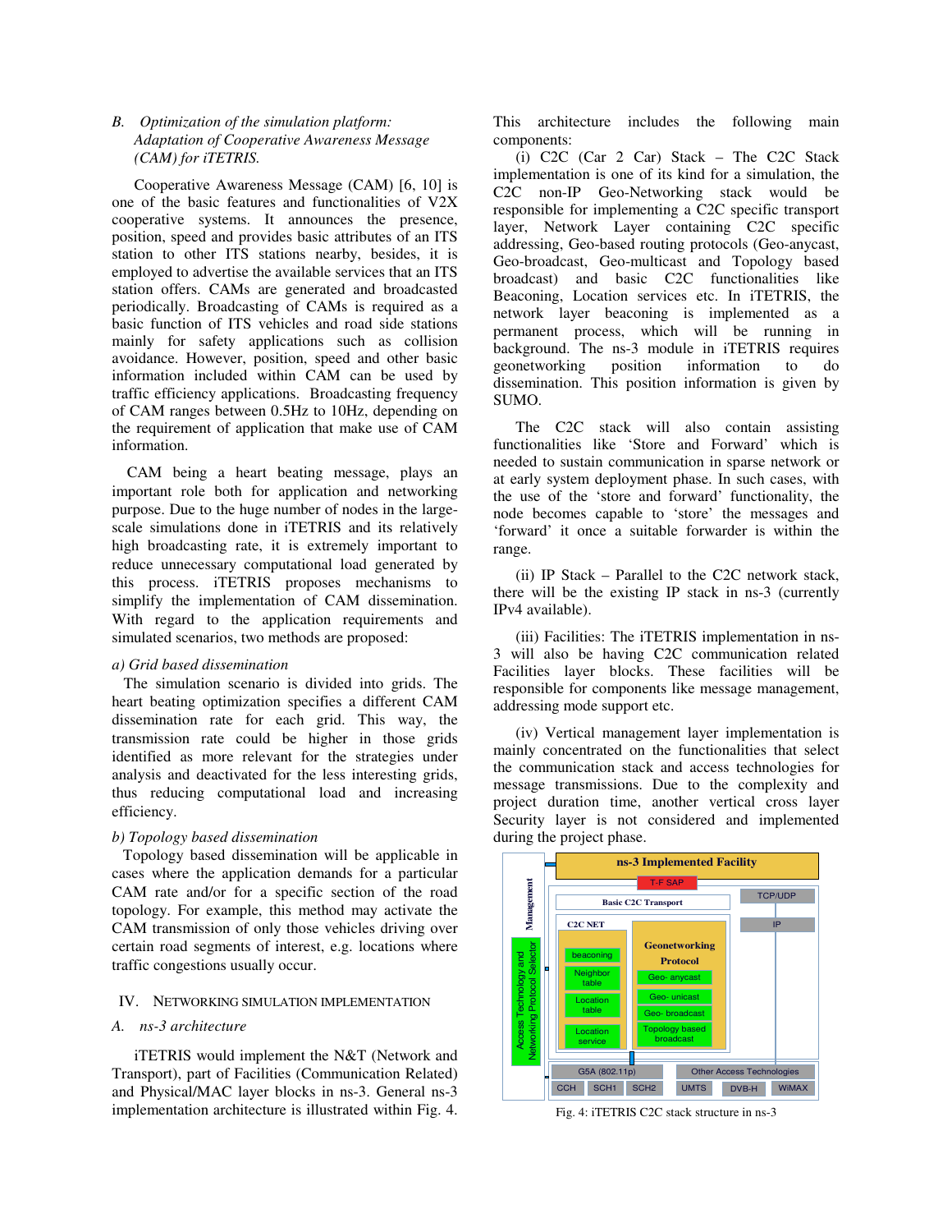### B. *Optimization of the simulation platform: Adaptation of Cooperative Awareness Message (CAM) for iTETRIS.*

Cooperative Awareness Message (CAM) [6, 10] is one of the basic features and functionalities of V2X cooperative systems. It announces the presence, position, speed and provides basic attributes of an ITS station to other ITS stations nearby, besides, it is employed to advertise the available services that an ITS station offers. CAMs are generated and broadcasted periodically. Broadcasting of CAMs is required as a basic function of ITS vehicles and road side stations mainly for safety applications such as collision avoidance. However, position, speed and other basic information included within CAM can be used by traffic efficiency applications. Broadcasting frequency of CAM ranges between 0.5Hz to 10Hz, depending on the requirement of application that make use of CAM information.

CAM being a heart beating message, plays an important role both for application and networking purpose. Due to the huge number of nodes in the large-scale simulations done in iTETRIS and its relatively high broadcasting rate, it is extremely important to reduce unnecessary computational load generated by this process. iTETRIS proposes mechanisms to simplify the implementation of CAM dissemination. With regard to the application requirements and simulated scenarios, two methods are proposed:

*a) Grid based dissemination*

The simulation scenario is divided into grids. The heart beating optimization specifies a different CAM dissemination rate for each grid. This way, the transmission rate could be higher in those grids identified as more relevant for the strategies under analysis and deactivated for the less interesting grids, thus reducing computational load and increasing efficiency.

*b) Topology based dissemination*

Topology based dissemination will be applicable in cases where the application demands for a particular CAM rate and/or for a specific section of the road topology. For example, this method may activate the CAM transmission of only those vehicles driving over certain road segments of interest, e.g. locations where traffic congestions usually occur.

## IV. NETWORKING SIMULATION IMPLEMENTATION

### A. *ns-3 architecture*

iTETRIS would implement the N&T (Network and Transport), part of Facilities (Communication Related) and Physical/MAC layer blocks in ns-3. General ns-3 implementation architecture is illustrated within Fig. 4. This architecture includes the following main components:

(i) C2C (Car 2 Car) Stack – The C2C Stack implementation is one of its kind for a simulation, the C2C non-IP Geo-Networking stack would be responsible for implementing a C2C specific transport layer, Network Layer containing C2C specific addressing, Geo-based routing protocols (Geo-anycast, Geo-broadcast, Geo-multicast and Topology based broadcast) and basic C2C functionalities like Beaconing, Location services etc. In iTETRIS, the network layer beaconing is implemented as a permanent process, which will be running in background. The ns-3 module in iTETRIS requires geonetworking position information to do dissemination. This position information is given by SUMO.

The C2C stack will also contain assisting functionalities like 'Store and Forward' which is needed to sustain communication in sparse network or at early system deployment phase. In such cases, with the use of the 'store and forward' functionality, the node becomes capable to 'store' the messages and 'forward' it once a suitable forwarder is within the range.

(ii) IP Stack – Parallel to the C2C network stack, there will be the existing IP stack in ns-3 (currently IPv4 available).

(iii) Facilities: The iTETRIS implementation in ns-3 will also be having C2C communication related Facilities layer blocks. These facilities will be responsible for components like message management, addressing mode support etc.

(iv) Vertical management layer implementation is mainly concentrated on the functionalities that select the communication stack and access technologies for message transmissions. Due to the complexity and project duration time, another vertical cross layer Security layer is not considered and implemented during the project phase.

Fig. 4: iTETRIS C2C stack structure in ns-3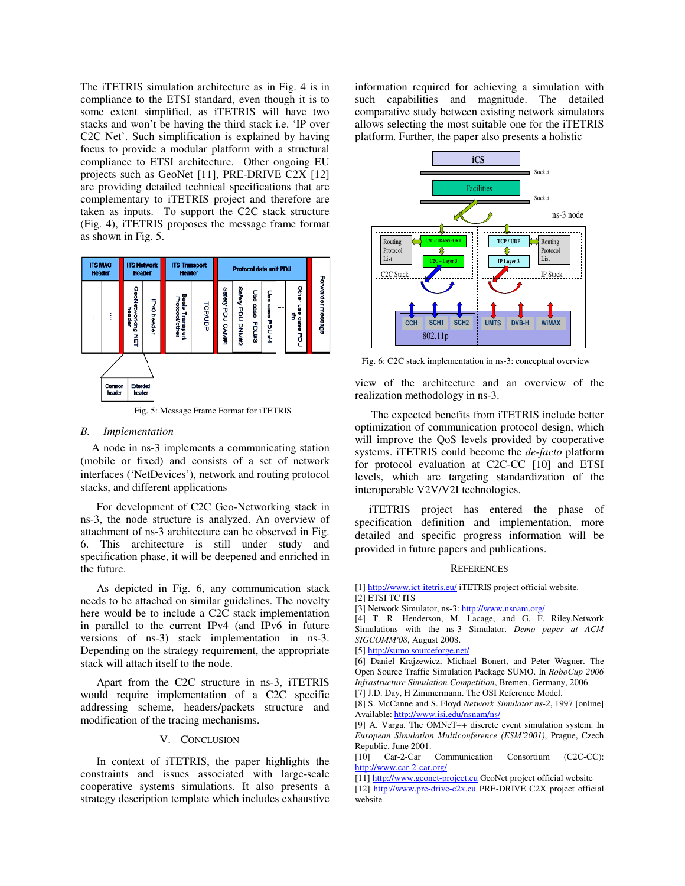The iTETRIS simulation architecture as in Fig. 4 is in compliance to the ETSI standard, even though it is to some extent simplified, as iTETRIS will have two stacks and won't be having the third stack i.e. 'IP over C2C Net'. Such simplification is explained by having focus to provide a modular platform with a structural compliance to ETSI architecture. Other ongoing EU projects such as GeoNet [11], PRE-DRIVE C2X [12] are providing detailed technical specifications that are complementary to iTETRIS project and therefore are taken as inputs. To support the C2C stack structure (Fig. 4), iTETRIS proposes the message frame format as shown in Fig. 5.

ITS MAC Header
ITS Network Header
ITS Transport Header
Protocol data unit PDU
Forwarder message
GeoNetworking NET header
IPv6 header
Basic Transport Protocol/other
TCP/UDP
Safety PDU CAM#1
Safety PDU DNM#2
Use case PDU#3
Use case PDU #4
Other use case PDU #n
Common header
Extended header

Fig. 5: Message Frame Format for iTETRIS

### *B. Implementation*

A node in ns-3 implements a communicating station (mobile or fixed) and consists of a set of network interfaces ('NetDevices'), network and routing protocol stacks, and different applications

For development of C2C Geo-Networking stack in ns-3, the node structure is analyzed. An overview of attachment of ns-3 architecture can be observed in Fig. 6. This architecture is still under study and specification phase, it will be deepened and enriched in the future.

As depicted in Fig. 6, any communication stack needs to be attached on similar guidelines. The novelty here would be to include a C2C stack implementation in parallel to the current IPv4 (and IPv6 in future versions of ns-3) stack implementation in ns-3. Depending on the strategy requirement, the appropriate stack will attach itself to the node.

Apart from the C2C structure in ns-3, iTETRIS would require implementation of a C2C specific addressing scheme, headers/packets structure and modification of the tracing mechanisms.

## V. Conclusion

In context of iTETRIS, the paper highlights the constraints and issues associated with large-scale cooperative systems simulations. It also presents a strategy description template which includes exhaustive information required for achieving a simulation with such capabilities and magnitude. The detailed comparative study between existing network simulators allows selecting the most suitable one for the iTETRIS platform. Further, the paper also presents a holistic

iCS
Socket
Facilities
Socket
ns-3 node
Routing Protocol List
C2C - TRANSPORT
C2C – Layer 3
C2C Stack
TCP / UDP
IP Layer 3
Routing Protocol List
IP Stack
CCH
SCH1
SCH2
802.11p
UMTS
DVB-H
WiMAX

Fig. 6: C2C stack implementation in ns-3: conceptual overview

view of the architecture and an overview of the realization methodology in ns-3.

The expected benefits from iTETRIS include better optimization of communication protocol design, which will improve the QoS levels provided by cooperative systems. iTETRIS could become the *de-facto* platform for protocol evaluation at C2C-CC [10] and ETSI levels, which are targeting standardization of the interoperable V2V/V2I technologies.

iTETRIS project has entered the phase of specification definition and implementation, more detailed and specific progress information will be provided in future papers and publications.

## References

[1] http://www.ict-itetris.eu/ iTETRIS project official website.
[2] ETSI TC ITS
[3] Network Simulator, ns-3: http://www.nsnam.org/
[4] T. R. Henderson, M. Lacage, and G. F. Riley.Network Simulations with the ns-3 Simulator. *Demo paper at ACM SIGCOMM'08*, August 2008.
[5] http://sumo.sourceforge.net/
[6] Daniel Krajzewicz, Michael Bonert, and Peter Wagner. The Open Source Traffic Simulation Package SUMO. In *RoboCup 2006 Infrastructure Simulation Competition*, Bremen, Germany, 2006
[7] J.D. Day, H Zimmermann. The OSI Reference Model.
[8] S. McCanne and S. Floyd *Network Simulator ns-2*, 1997 [online] Available: http://www.isi.edu/nsnam/ns/
[9] A. Varga. The OMNeT++ discrete event simulation system. In *European Simulation Multiconference (ESM'2001)*, Prague, Czech Republic, June 2001.
[10] Car-2-Car Communication Consortium (C2C-CC): http://www.car-2-car.org/
[11] http://www.geonet-project.eu GeoNet project official website
[12] http://www.pre-drive-c2x.eu PRE-DRIVE C2X project official website